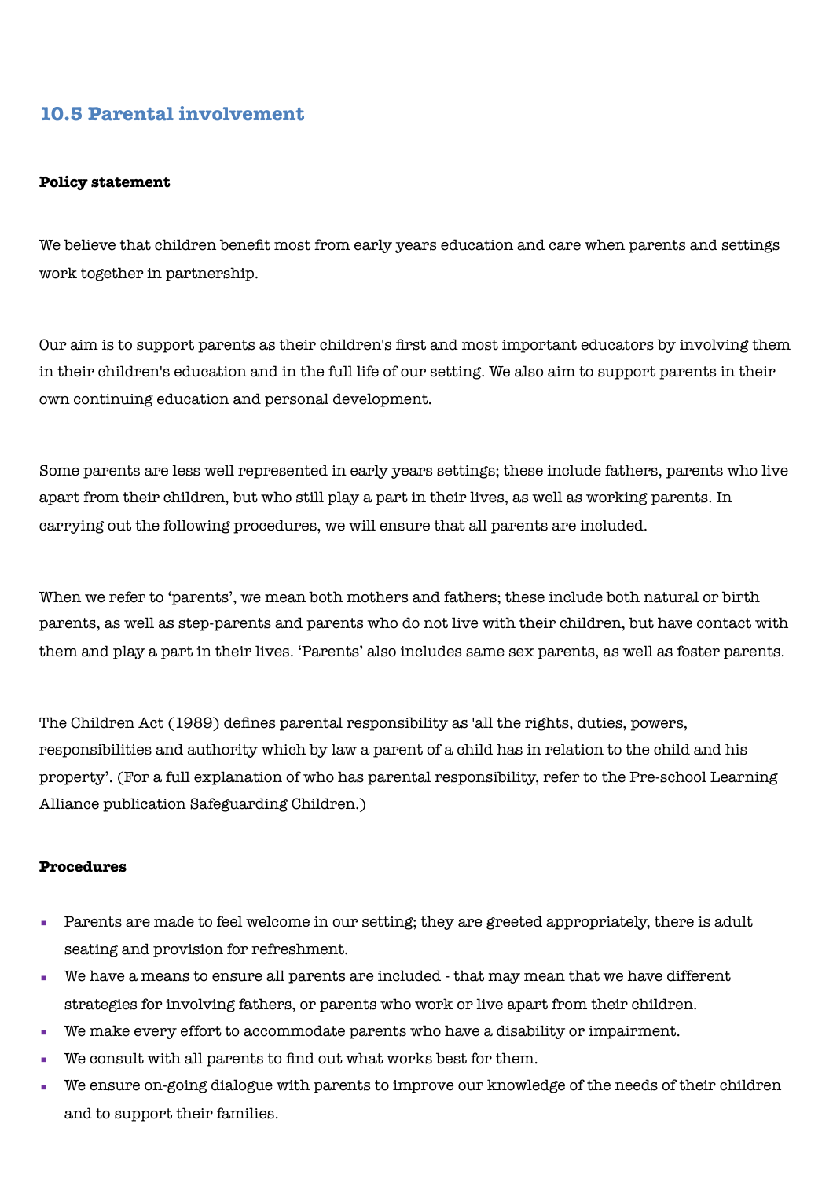## 10.5 Parental involvement

**Policy statement**

We believe that children benefit most from early years education and care when parents and settings work together in partnership.

Our aim is to support parents as their children's first and most important educators by involving them in their children's education and in the full life of our setting. We also aim to support parents in their own continuing education and personal development.

Some parents are less well represented in early years settings; these include fathers, parents who live apart from their children, but who still play a part in their lives, as well as working parents. In carrying out the following procedures, we will ensure that all parents are included.

When we refer to 'parents', we mean both mothers and fathers; these include both natural or birth parents, as well as step-parents and parents who do not live with their children, but have contact with them and play a part in their lives. 'Parents' also includes same sex parents, as well as foster parents.

The Children Act (1989) defines parental responsibility as 'all the rights, duties, powers, responsibilities and authority which by law a parent of a child has in relation to the child and his property'. (For a full explanation of who has parental responsibility, refer to the Pre-school Learning Alliance publication Safeguarding Children.)

**Procedures**

- Parents are made to feel welcome in our setting; they are greeted appropriately, there is adult seating and provision for refreshment.
- We have a means to ensure all parents are included - that may mean that we have different strategies for involving fathers, or parents who work or live apart from their children.
- We make every effort to accommodate parents who have a disability or impairment.
- We consult with all parents to find out what works best for them.
- We ensure on-going dialogue with parents to improve our knowledge of the needs of their children and to support their families.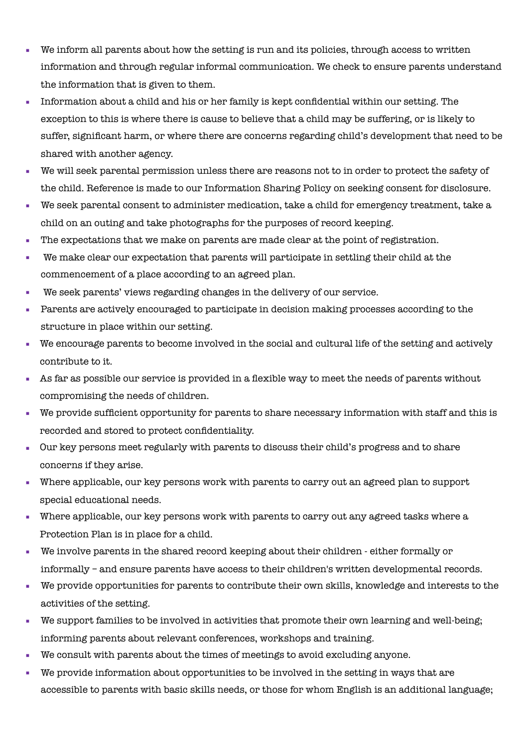- We inform all parents about how the setting is run and its policies, through access to written information and through regular informal communication. We check to ensure parents understand the information that is given to them.
- Information about a child and his or her family is kept confidential within our setting. The exception to this is where there is cause to believe that a child may be suffering, or is likely to suffer, significant harm, or where there are concerns regarding child's development that need to be shared with another agency.
- We will seek parental permission unless there are reasons not to in order to protect the safety of the child. Reference is made to our Information Sharing Policy on seeking consent for disclosure.
- We seek parental consent to administer medication, take a child for emergency treatment, take a child on an outing and take photographs for the purposes of record keeping.
- The expectations that we make on parents are made clear at the point of registration.
- We make clear our expectation that parents will participate in settling their child at the commencement of a place according to an agreed plan.
- We seek parents' views regarding changes in the delivery of our service.
- Parents are actively encouraged to participate in decision making processes according to the structure in place within our setting.
- We encourage parents to become involved in the social and cultural life of the setting and actively contribute to it.
- As far as possible our service is provided in a flexible way to meet the needs of parents without compromising the needs of children.
- We provide sufficient opportunity for parents to share necessary information with staff and this is recorded and stored to protect confidentiality.
- Our key persons meet regularly with parents to discuss their child's progress and to share concerns if they arise.
- Where applicable, our key persons work with parents to carry out an agreed plan to support special educational needs.
- Where applicable, our key persons work with parents to carry out any agreed tasks where a Protection Plan is in place for a child.
- We involve parents in the shared record keeping about their children - either formally or informally – and ensure parents have access to their children's written developmental records.
- We provide opportunities for parents to contribute their own skills, knowledge and interests to the activities of the setting.
- We support families to be involved in activities that promote their own learning and well-being; informing parents about relevant conferences, workshops and training.
- We consult with parents about the times of meetings to avoid excluding anyone.
- We provide information about opportunities to be involved in the setting in ways that are accessible to parents with basic skills needs, or those for whom English is an additional language;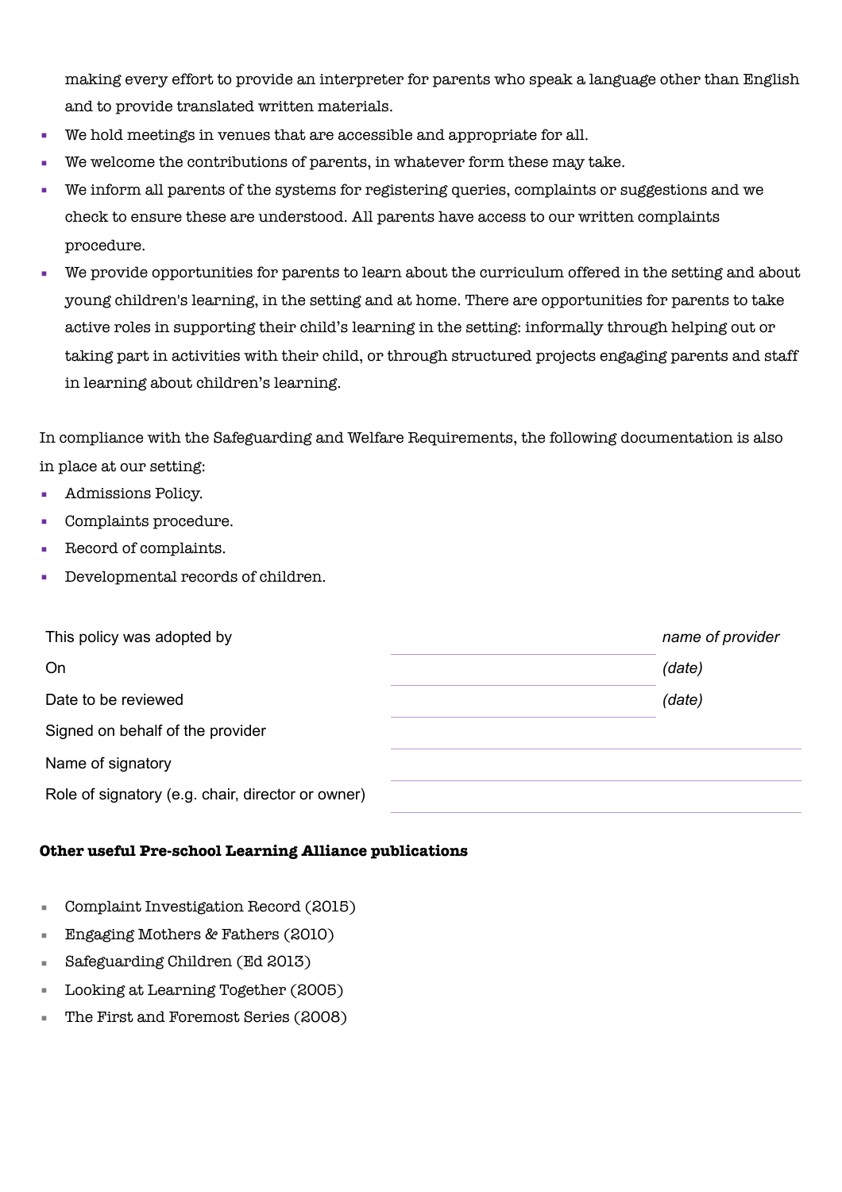making every effort to provide an interpreter for parents who speak a language other than English and to provide translated written materials.

- We hold meetings in venues that are accessible and appropriate for all.
- We welcome the contributions of parents, in whatever form these may take.
- We inform all parents of the systems for registering queries, complaints or suggestions and we check to ensure these are understood. All parents have access to our written complaints procedure.
- We provide opportunities for parents to learn about the curriculum offered in the setting and about young children's learning, in the setting and at home. There are opportunities for parents to take active roles in supporting their child's learning in the setting: informally through helping out or taking part in activities with their child, or through structured projects engaging parents and staff in learning about children's learning.

In compliance with the Safeguarding and Welfare Requirements, the following documentation is also in place at our setting:

- Admissions Policy.
- Complaints procedure.
- Record of complaints.
- Developmental records of children.

| | | |
|---|---|---|
| This policy was adopted by | | *name of provider* |
| On | | *(date)* |
| Date to be reviewed | | *(date)* |
| Signed on behalf of the provider | | |
| Name of signatory | | |
| Role of signatory (e.g. chair, director or owner) | | |

**Other useful Pre-school Learning Alliance publications**

- Complaint Investigation Record (2015)
- Engaging Mothers & Fathers (2010)
- Safeguarding Children (Ed 2013)
- Looking at Learning Together (2005)
- The First and Foremost Series (2008)